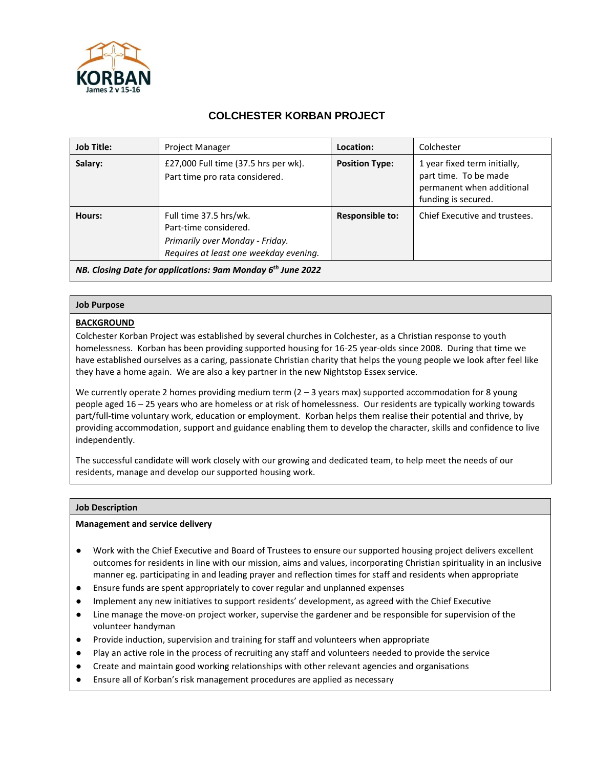KORBAN
James 2 v 15-16

# COLCHESTER KORBAN PROJECT

| | | | |
|---|---|---|---|
| **Job Title:** | Project Manager | **Location:** | Colchester |
| **Salary:** | £27,000 Full time (37.5 hrs per wk). Part time pro rata considered. | **Position Type:** | 1 year fixed term initially, part time. To be made permanent when additional funding is secured. |
| **Hours:** | Full time 37.5 hrs/wk. Part-time considered. *Primarily over Monday - Friday. Requires at least one weekday evening.* | **Responsible to:** | Chief Executive and trustees. |
| ***NB. Closing Date for applications: 9am Monday 6th June 2022*** | | | |

## Job Purpose

**BACKGROUND**

Colchester Korban Project was established by several churches in Colchester, as a Christian response to youth homelessness. Korban has been providing supported housing for 16-25 year-olds since 2008. During that time we have established ourselves as a caring, passionate Christian charity that helps the young people we look after feel like they have a home again. We are also a key partner in the new Nightstop Essex service.

We currently operate 2 homes providing medium term (2 – 3 years max) supported accommodation for 8 young people aged 16 – 25 years who are homeless or at risk of homelessness. Our residents are typically working towards part/full-time voluntary work, education or employment. Korban helps them realise their potential and thrive, by providing accommodation, support and guidance enabling them to develop the character, skills and confidence to live independently.

The successful candidate will work closely with our growing and dedicated team, to help meet the needs of our residents, manage and develop our supported housing work.

## Job Description

**Management and service delivery**

- Work with the Chief Executive and Board of Trustees to ensure our supported housing project delivers excellent outcomes for residents in line with our mission, aims and values, incorporating Christian spirituality in an inclusive manner eg. participating in and leading prayer and reflection times for staff and residents when appropriate
- Ensure funds are spent appropriately to cover regular and unplanned expenses
- Implement any new initiatives to support residents' development, as agreed with the Chief Executive
- Line manage the move-on project worker, supervise the gardener and be responsible for supervision of the volunteer handyman
- Provide induction, supervision and training for staff and volunteers when appropriate
- Play an active role in the process of recruiting any staff and volunteers needed to provide the service
- Create and maintain good working relationships with other relevant agencies and organisations
- Ensure all of Korban's risk management procedures are applied as necessary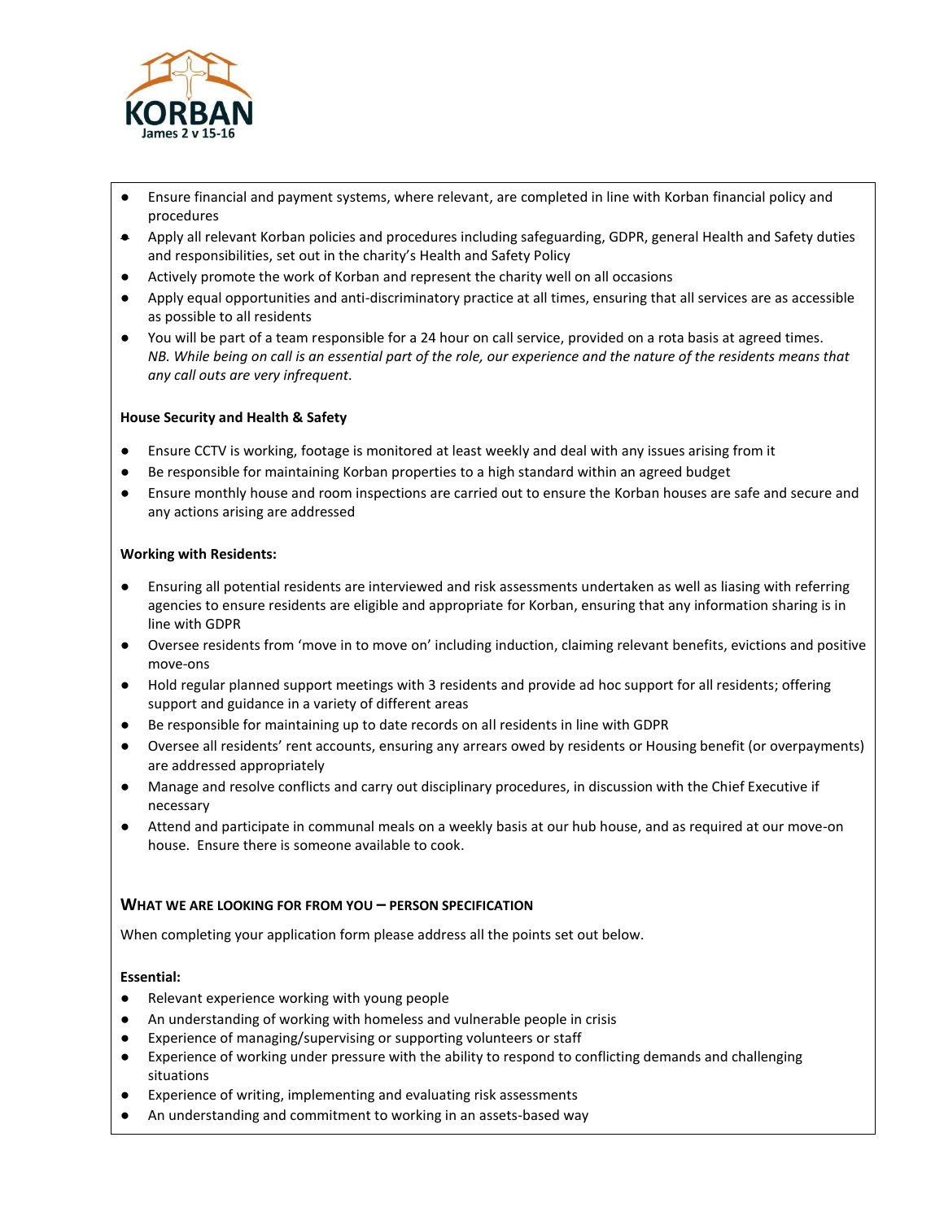- Ensure financial and payment systems, where relevant, are completed in line with Korban financial policy and procedures
- Apply all relevant Korban policies and procedures including safeguarding, GDPR, general Health and Safety duties and responsibilities, set out in the charity's Health and Safety Policy
- Actively promote the work of Korban and represent the charity well on all occasions
- Apply equal opportunities and anti-discriminatory practice at all times, ensuring that all services are as accessible as possible to all residents
- You will be part of a team responsible for a 24 hour on call service, provided on a rota basis at agreed times. *NB. While being on call is an essential part of the role, our experience and the nature of the residents means that any call outs are very infrequent.*

**House Security and Health & Safety**

- Ensure CCTV is working, footage is monitored at least weekly and deal with any issues arising from it
- Be responsible for maintaining Korban properties to a high standard within an agreed budget
- Ensure monthly house and room inspections are carried out to ensure the Korban houses are safe and secure and any actions arising are addressed

**Working with Residents:**

- Ensuring all potential residents are interviewed and risk assessments undertaken as well as liasing with referring agencies to ensure residents are eligible and appropriate for Korban, ensuring that any information sharing is in line with GDPR
- Oversee residents from 'move in to move on' including induction, claiming relevant benefits, evictions and positive move-ons
- Hold regular planned support meetings with 3 residents and provide ad hoc support for all residents; offering support and guidance in a variety of different areas
- Be responsible for maintaining up to date records on all residents in line with GDPR
- Oversee all residents' rent accounts, ensuring any arrears owed by residents or Housing benefit (or overpayments) are addressed appropriately
- Manage and resolve conflicts and carry out disciplinary procedures, in discussion with the Chief Executive if necessary
- Attend and participate in communal meals on a weekly basis at our hub house, and as required at our move-on house. Ensure there is someone available to cook.

### WHAT WE ARE LOOKING FOR FROM YOU – PERSON SPECIFICATION

When completing your application form please address all the points set out below.

**Essential:**

- Relevant experience working with young people
- An understanding of working with homeless and vulnerable people in crisis
- Experience of managing/supervising or supporting volunteers or staff
- Experience of working under pressure with the ability to respond to conflicting demands and challenging situations
- Experience of writing, implementing and evaluating risk assessments
- An understanding and commitment to working in an assets-based way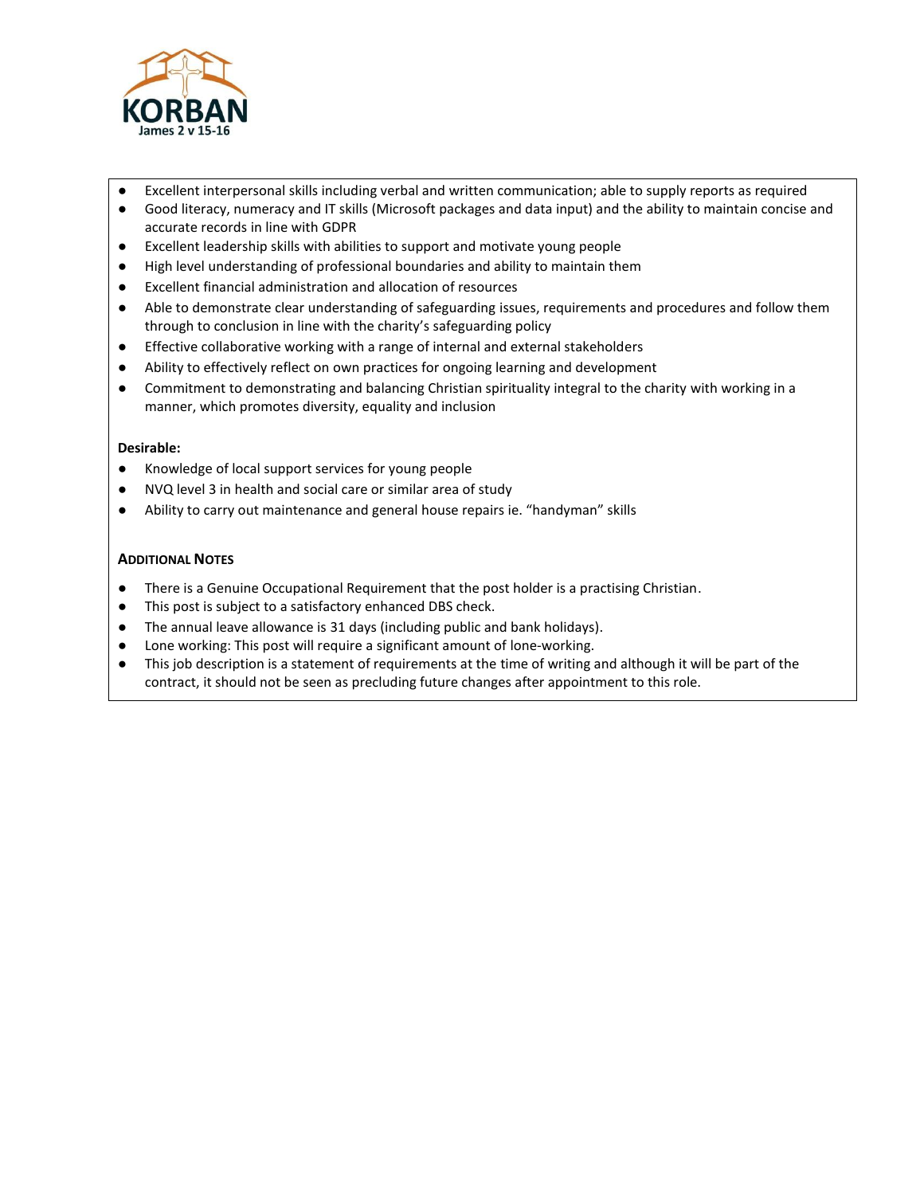- Excellent interpersonal skills including verbal and written communication; able to supply reports as required
- Good literacy, numeracy and IT skills (Microsoft packages and data input) and the ability to maintain concise and accurate records in line with GDPR
- Excellent leadership skills with abilities to support and motivate young people
- High level understanding of professional boundaries and ability to maintain them
- Excellent financial administration and allocation of resources
- Able to demonstrate clear understanding of safeguarding issues, requirements and procedures and follow them through to conclusion in line with the charity's safeguarding policy
- Effective collaborative working with a range of internal and external stakeholders
- Ability to effectively reflect on own practices for ongoing learning and development
- Commitment to demonstrating and balancing Christian spirituality integral to the charity with working in a manner, which promotes diversity, equality and inclusion

**Desirable:**

- Knowledge of local support services for young people
- NVQ level 3 in health and social care or similar area of study
- Ability to carry out maintenance and general house repairs ie. "handyman" skills

**ADDITIONAL NOTES**

- There is a Genuine Occupational Requirement that the post holder is a practising Christian.
- This post is subject to a satisfactory enhanced DBS check.
- The annual leave allowance is 31 days (including public and bank holidays).
- Lone working: This post will require a significant amount of lone-working.
- This job description is a statement of requirements at the time of writing and although it will be part of the contract, it should not be seen as precluding future changes after appointment to this role.